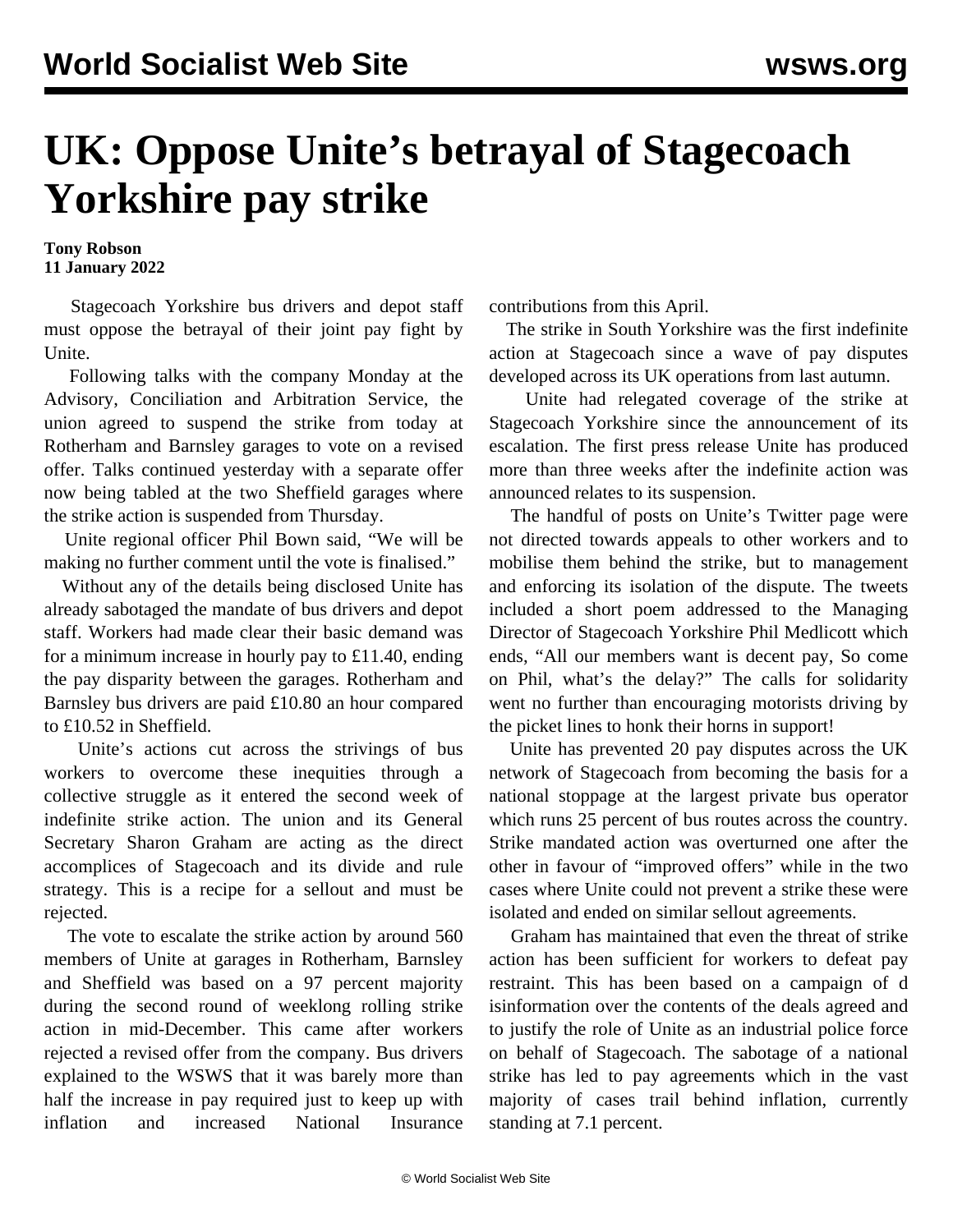# UK: Oppose Unite's betrayal of Stagecoach Yorkshire pay strike

**Tony Robson**
**11 January 2022**

Stagecoach Yorkshire bus drivers and depot staff must oppose the betrayal of their joint pay fight by Unite.

Following talks with the company Monday at the Advisory, Conciliation and Arbitration Service, the union agreed to suspend the strike from today at Rotherham and Barnsley garages to vote on a revised offer. Talks continued yesterday with a separate offer now being tabled at the two Sheffield garages where the strike action is suspended from Thursday.

Unite regional officer Phil Bown said, "We will be making no further comment until the vote is finalised."

Without any of the details being disclosed Unite has already sabotaged the mandate of bus drivers and depot staff. Workers had made clear their basic demand was for a minimum increase in hourly pay to £11.40, ending the pay disparity between the garages. Rotherham and Barnsley bus drivers are paid £10.80 an hour compared to £10.52 in Sheffield.

Unite's actions cut across the strivings of bus workers to overcome these inequities through a collective struggle as it entered the second week of indefinite strike action. The union and its General Secretary Sharon Graham are acting as the direct accomplices of Stagecoach and its divide and rule strategy. This is a recipe for a sellout and must be rejected.

The vote to escalate the strike action by around 560 members of Unite at garages in Rotherham, Barnsley and Sheffield was based on a 97 percent majority during the second round of weeklong rolling strike action in mid-December. This came after workers rejected a revised offer from the company. Bus drivers explained to the WSWS that it was barely more than half the increase in pay required just to keep up with inflation and increased National Insurance contributions from this April.

The strike in South Yorkshire was the first indefinite action at Stagecoach since a wave of pay disputes developed across its UK operations from last autumn.

Unite had relegated coverage of the strike at Stagecoach Yorkshire since the announcement of its escalation. The first press release Unite has produced more than three weeks after the indefinite action was announced relates to its suspension.

The handful of posts on Unite's Twitter page were not directed towards appeals to other workers and to mobilise them behind the strike, but to management and enforcing its isolation of the dispute. The tweets included a short poem addressed to the Managing Director of Stagecoach Yorkshire Phil Medlicott which ends, "All our members want is decent pay, So come on Phil, what's the delay?" The calls for solidarity went no further than encouraging motorists driving by the picket lines to honk their horns in support!

Unite has prevented 20 pay disputes across the UK network of Stagecoach from becoming the basis for a national stoppage at the largest private bus operator which runs 25 percent of bus routes across the country. Strike mandated action was overturned one after the other in favour of "improved offers" while in the two cases where Unite could not prevent a strike these were isolated and ended on similar sellout agreements.

Graham has maintained that even the threat of strike action has been sufficient for workers to defeat pay restraint. This has been based on a campaign of disinformation over the contents of the deals agreed and to justify the role of Unite as an industrial police force on behalf of Stagecoach. The sabotage of a national strike has led to pay agreements which in the vast majority of cases trail behind inflation, currently standing at 7.1 percent.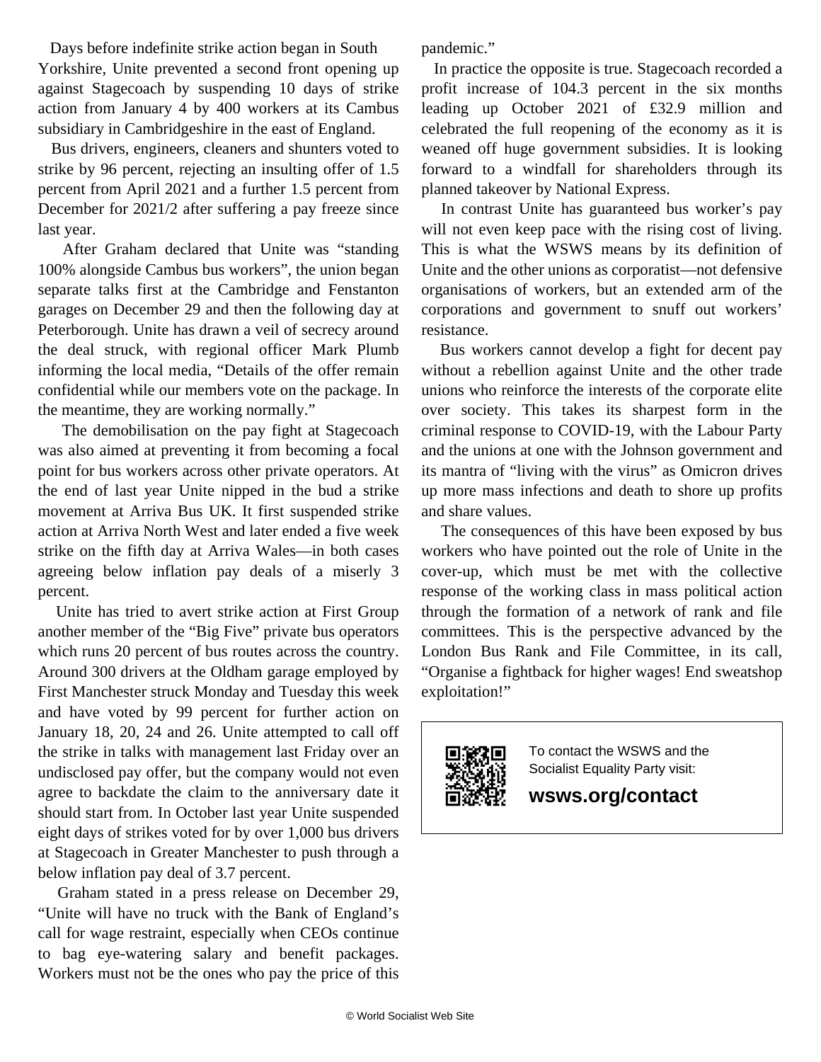Days before indefinite strike action began in South Yorkshire, Unite prevented a second front opening up against Stagecoach by suspending 10 days of strike action from January 4 by 400 workers at its Cambus subsidiary in Cambridgeshire in the east of England.

Bus drivers, engineers, cleaners and shunters voted to strike by 96 percent, rejecting an insulting offer of 1.5 percent from April 2021 and a further 1.5 percent from December for 2021/2 after suffering a pay freeze since last year.

After Graham declared that Unite was "standing 100% alongside Cambus bus workers", the union began separate talks first at the Cambridge and Fenstanton garages on December 29 and then the following day at Peterborough. Unite has drawn a veil of secrecy around the deal struck, with regional officer Mark Plumb informing the local media, "Details of the offer remain confidential while our members vote on the package. In the meantime, they are working normally."

The demobilisation on the pay fight at Stagecoach was also aimed at preventing it from becoming a focal point for bus workers across other private operators. At the end of last year Unite nipped in the bud a strike movement at Arriva Bus UK. It first suspended strike action at Arriva North West and later ended a five week strike on the fifth day at Arriva Wales—in both cases agreeing below inflation pay deals of a miserly 3 percent.

Unite has tried to avert strike action at First Group another member of the "Big Five" private bus operators which runs 20 percent of bus routes across the country. Around 300 drivers at the Oldham garage employed by First Manchester struck Monday and Tuesday this week and have voted by 99 percent for further action on January 18, 20, 24 and 26. Unite attempted to call off the strike in talks with management last Friday over an undisclosed pay offer, but the company would not even agree to backdate the claim to the anniversary date it should start from. In October last year Unite suspended eight days of strikes voted for by over 1,000 bus drivers at Stagecoach in Greater Manchester to push through a below inflation pay deal of 3.7 percent.

Graham stated in a press release on December 29, "Unite will have no truck with the Bank of England's call for wage restraint, especially when CEOs continue to bag eye-watering salary and benefit packages. Workers must not be the ones who pay the price of this pandemic."

In practice the opposite is true. Stagecoach recorded a profit increase of 104.3 percent in the six months leading up October 2021 of £32.9 million and celebrated the full reopening of the economy as it is weaned off huge government subsidies. It is looking forward to a windfall for shareholders through its planned takeover by National Express.

In contrast Unite has guaranteed bus worker's pay will not even keep pace with the rising cost of living. This is what the WSWS means by its definition of Unite and the other unions as corporatist—not defensive organisations of workers, but an extended arm of the corporations and government to snuff out workers' resistance.

Bus workers cannot develop a fight for decent pay without a rebellion against Unite and the other trade unions who reinforce the interests of the corporate elite over society. This takes its sharpest form in the criminal response to COVID-19, with the Labour Party and the unions at one with the Johnson government and its mantra of "living with the virus" as Omicron drives up more mass infections and death to shore up profits and share values.

The consequences of this have been exposed by bus workers who have pointed out the role of Unite in the cover-up, which must be met with the collective response of the working class in mass political action through the formation of a network of rank and file committees. This is the perspective advanced by the London Bus Rank and File Committee, in its call, "Organise a fightback for higher wages! End sweatshop exploitation!"

To contact the WSWS and the Socialist Equality Party visit:

**wsws.org/contact**